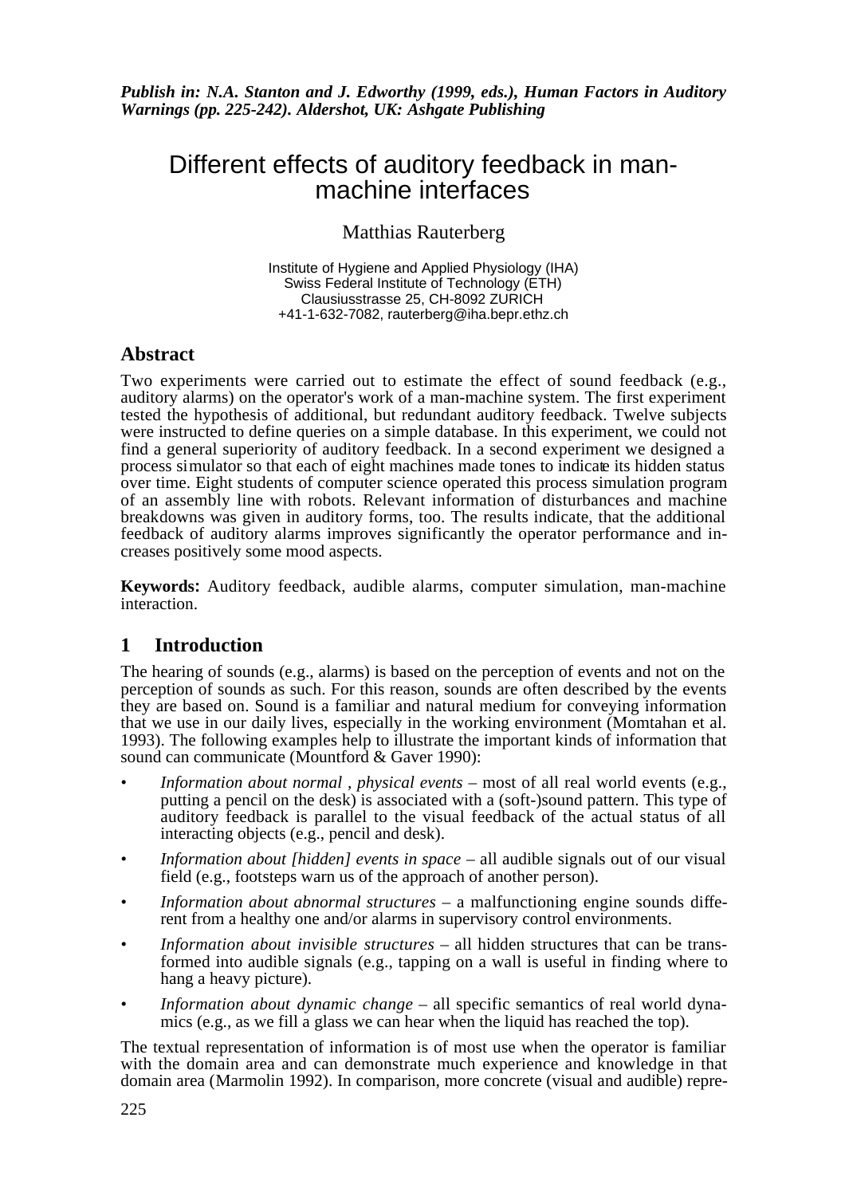*Publish in: N.A. Stanton and J. Edworthy (1999, eds.), Human Factors in Auditory Warnings (pp. 225-242). Aldershot, UK: Ashgate Publishing*

# Different effects of auditory feedback in man-machine interfaces

Matthias Rauterberg

Institute of Hygiene and Applied Physiology (IHA)
Swiss Federal Institute of Technology (ETH)
Clausiusstrasse 25, CH-8092 ZURICH
+41-1-632-7082, rauterberg@iha.bepr.ethz.ch

## Abstract

Two experiments were carried out to estimate the effect of sound feedback (e.g., auditory alarms) on the operator's work of a man-machine system. The first experiment tested the hypothesis of additional, but redundant auditory feedback. Twelve subjects were instructed to define queries on a simple database. In this experiment, we could not find a general superiority of auditory feedback. In a second experiment we designed a process simulator so that each of eight machines made tones to indicate its hidden status over time. Eight students of computer science operated this process simulation program of an assembly line with robots. Relevant information of disturbances and machine breakdowns was given in auditory forms, too. The results indicate, that the additional feedback of auditory alarms improves significantly the operator performance and increases positively some mood aspects.

**Keywords:** Auditory feedback, audible alarms, computer simulation, man-machine interaction.

## 1 Introduction

The hearing of sounds (e.g., alarms) is based on the perception of events and not on the perception of sounds as such. For this reason, sounds are often described by the events they are based on. Sound is a familiar and natural medium for conveying information that we use in our daily lives, especially in the working environment (Momtahan et al. 1993). The following examples help to illustrate the important kinds of information that sound can communicate (Mountford & Gaver 1990):

- *Information about normal , physical events* – most of all real world events (e.g., putting a pencil on the desk) is associated with a (soft-)sound pattern. This type of auditory feedback is parallel to the visual feedback of the actual status of all interacting objects (e.g., pencil and desk).
- *Information about [hidden] events in space* – all audible signals out of our visual field (e.g., footsteps warn us of the approach of another person).
- *Information about abnormal structures* – a malfunctioning engine sounds different from a healthy one and/or alarms in supervisory control environments.
- *Information about invisible structures* – all hidden structures that can be transformed into audible signals (e.g., tapping on a wall is useful in finding where to hang a heavy picture).
- *Information about dynamic change* – all specific semantics of real world dynamics (e.g., as we fill a glass we can hear when the liquid has reached the top).

The textual representation of information is of most use when the operator is familiar with the domain area and can demonstrate much experience and knowledge in that domain area (Marmolin 1992). In comparison, more concrete (visual and audible) repre-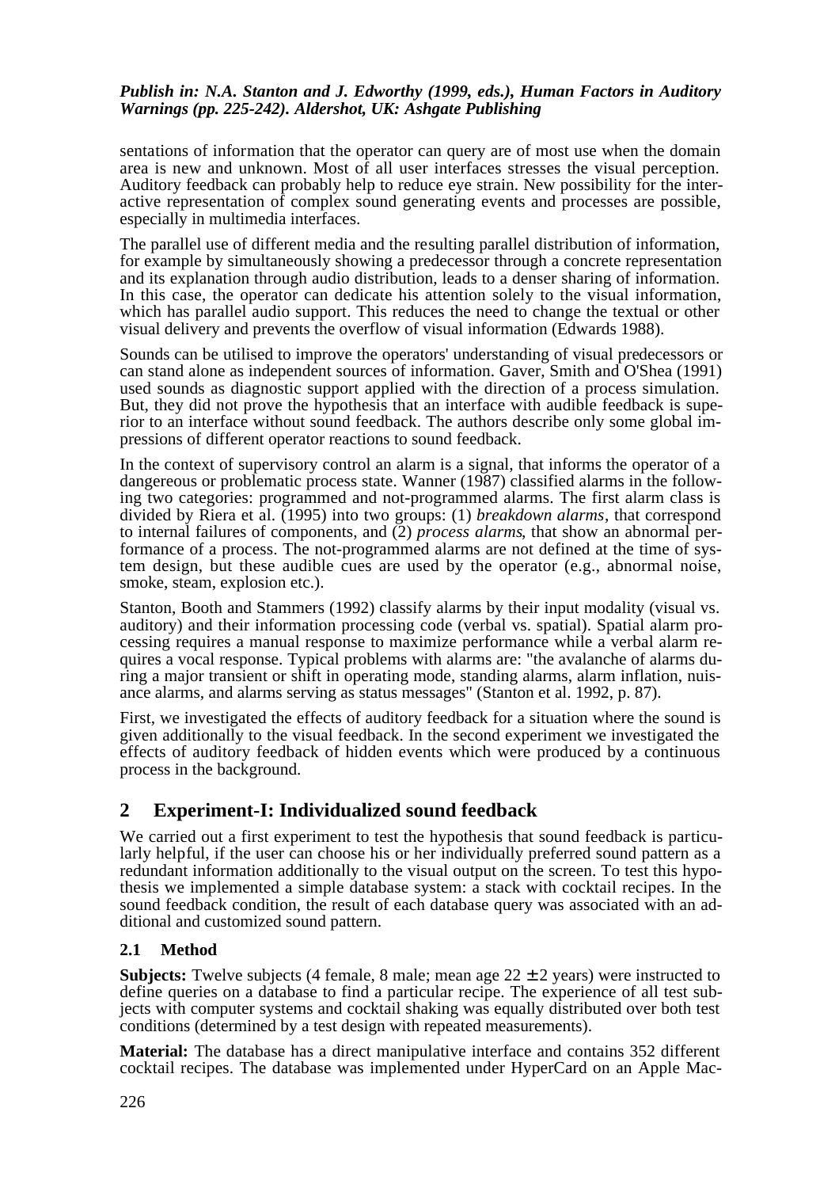sentations of information that the operator can query are of most use when the domain area is new and unknown. Most of all user interfaces stresses the visual perception. Auditory feedback can probably help to reduce eye strain. New possibility for the interactive representation of complex sound generating events and processes are possible, especially in multimedia interfaces.

The parallel use of different media and the resulting parallel distribution of information, for example by simultaneously showing a predecessor through a concrete representation and its explanation through audio distribution, leads to a denser sharing of information. In this case, the operator can dedicate his attention solely to the visual information, which has parallel audio support. This reduces the need to change the textual or other visual delivery and prevents the overflow of visual information (Edwards 1988).

Sounds can be utilised to improve the operators' understanding of visual predecessors or can stand alone as independent sources of information. Gaver, Smith and O'Shea (1991) used sounds as diagnostic support applied with the direction of a process simulation. But, they did not prove the hypothesis that an interface with audible feedback is superior to an interface without sound feedback. The authors describe only some global impressions of different operator reactions to sound feedback.

In the context of supervisory control an alarm is a signal, that informs the operator of a dangereous or problematic process state. Wanner (1987) classified alarms in the following two categories: programmed and not-programmed alarms. The first alarm class is divided by Riera et al. (1995) into two groups: (1) *breakdown alarms*, that correspond to internal failures of components, and (2) *process alarms*, that show an abnormal performance of a process. The not-programmed alarms are not defined at the time of system design, but these audible cues are used by the operator (e.g., abnormal noise, smoke, steam, explosion etc.).

Stanton, Booth and Stammers (1992) classify alarms by their input modality (visual vs. auditory) and their information processing code (verbal vs. spatial). Spatial alarm processing requires a manual response to maximize performance while a verbal alarm requires a vocal response. Typical problems with alarms are: "the avalanche of alarms during a major transient or shift in operating mode, standing alarms, alarm inflation, nuisance alarms, and alarms serving as status messages" (Stanton et al. 1992, p. 87).

First, we investigated the effects of auditory feedback for a situation where the sound is given additionally to the visual feedback. In the second experiment we investigated the effects of auditory feedback of hidden events which were produced by a continuous process in the background.

## 2 Experiment-I: Individualized sound feedback

We carried out a first experiment to test the hypothesis that sound feedback is particularly helpful, if the user can choose his or her individually preferred sound pattern as a redundant information additionally to the visual output on the screen. To test this hypothesis we implemented a simple database system: a stack with cocktail recipes. In the sound feedback condition, the result of each database query was associated with an additional and customized sound pattern.

### 2.1 Method

**Subjects:** Twelve subjects (4 female, 8 male; mean age 22 ± 2 years) were instructed to define queries on a database to find a particular recipe. The experience of all test subjects with computer systems and cocktail shaking was equally distributed over both test conditions (determined by a test design with repeated measurements).

**Material:** The database has a direct manipulative interface and contains 352 different cocktail recipes. The database was implemented under HyperCard on an Apple Mac-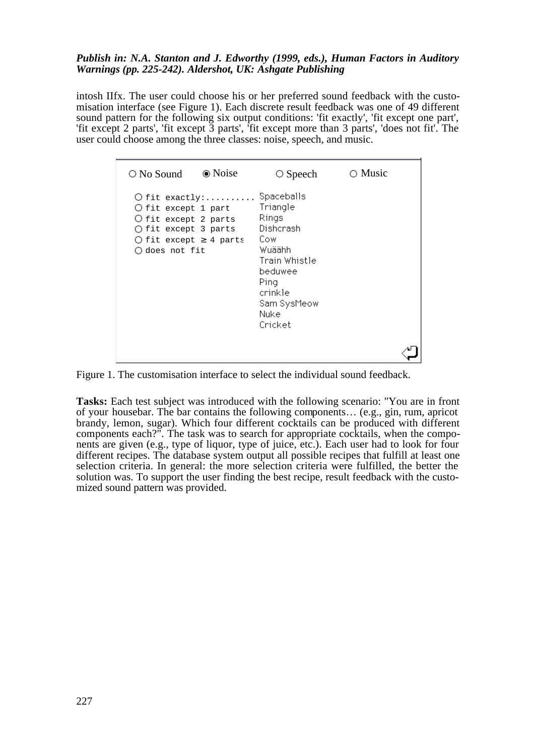intosh IIfx. The user could choose his or her preferred sound feedback with the customisation interface (see Figure 1). Each discrete result feedback was one of 49 different sound pattern for the following six output conditions: 'fit exactly', 'fit except one part', 'fit except 2 parts', 'fit except 3 parts', 'fit except more than 3 parts', 'does not fit'. The user could choose among the three classes: noise, speech, and music.

```
○ No Sound    ◉ Noise      ○ Speech      ○ Music

○ fit exactly:..........  Spaceballs
○ fit except 1 part       Triangle
○ fit except 2 parts      Rings
○ fit except 3 parts      Dishcrash
○ fit except ≥ 4 parts    Cow
○ does not fit            Wuäähh
                          Train Whistle
                          beduwee
                          Ping
                          crinkle
                          Sam SysMeow
                          Nuke
                          Cricket
```

Figure 1. The customisation interface to select the individual sound feedback.

**Tasks:** Each test subject was introduced with the following scenario: "You are in front of your housebar. The bar contains the following components… (e.g., gin, rum, apricot brandy, lemon, sugar). Which four different cocktails can be produced with different components each?". The task was to search for appropriate cocktails, when the components are given (e.g., type of liquor, type of juice, etc.). Each user had to look for four different recipes. The database system output all possible recipes that fulfill at least one selection criteria. In general: the more selection criteria were fulfilled, the better the solution was. To support the user finding the best recipe, result feedback with the customized sound pattern was provided.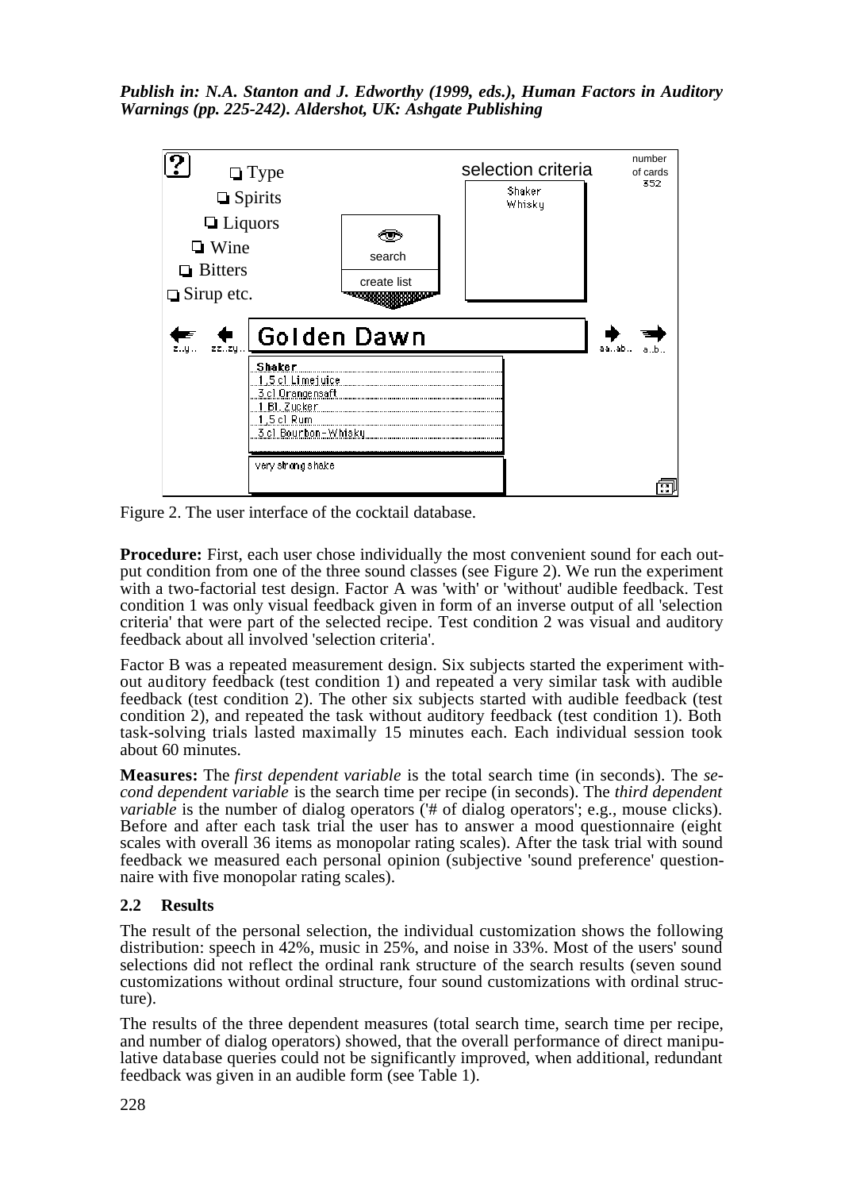*Publish in: N.A. Stanton and J. Edworthy (1999, eds.), Human Factors in Auditory Warnings (pp. 225-242). Aldershot, UK: Ashgate Publishing*

Figure 2. The user interface of the cocktail database.

**Procedure:** First, each user chose individually the most convenient sound for each output condition from one of the three sound classes (see Figure 2). We run the experiment with a two-factorial test design. Factor A was 'with' or 'without' audible feedback. Test condition 1 was only visual feedback given in form of an inverse output of all 'selection criteria' that were part of the selected recipe. Test condition 2 was visual and auditory feedback about all involved 'selection criteria'.

Factor B was a repeated measurement design. Six subjects started the experiment without auditory feedback (test condition 1) and repeated a very similar task with audible feedback (test condition 2). The other six subjects started with audible feedback (test condition 2), and repeated the task without auditory feedback (test condition 1). Both task-solving trials lasted maximally 15 minutes each. Each individual session took about 60 minutes.

**Measures:** The *first dependent variable* is the total search time (in seconds). The *second dependent variable* is the search time per recipe (in seconds). The *third dependent variable* is the number of dialog operators ('# of dialog operators'; e.g., mouse clicks). Before and after each task trial the user has to answer a mood questionnaire (eight scales with overall 36 items as monopolar rating scales). After the task trial with sound feedback we measured each personal opinion (subjective 'sound preference' questionnaire with five monopolar rating scales).

### 2.2 Results

The result of the personal selection, the individual customization shows the following distribution: speech in 42%, music in 25%, and noise in 33%. Most of the users' sound selections did not reflect the ordinal rank structure of the search results (seven sound customizations without ordinal structure, four sound customizations with ordinal structure).

The results of the three dependent measures (total search time, search time per recipe, and number of dialog operators) showed, that the overall performance of direct manipulative database queries could not be significantly improved, when additional, redundant feedback was given in an audible form (see Table 1).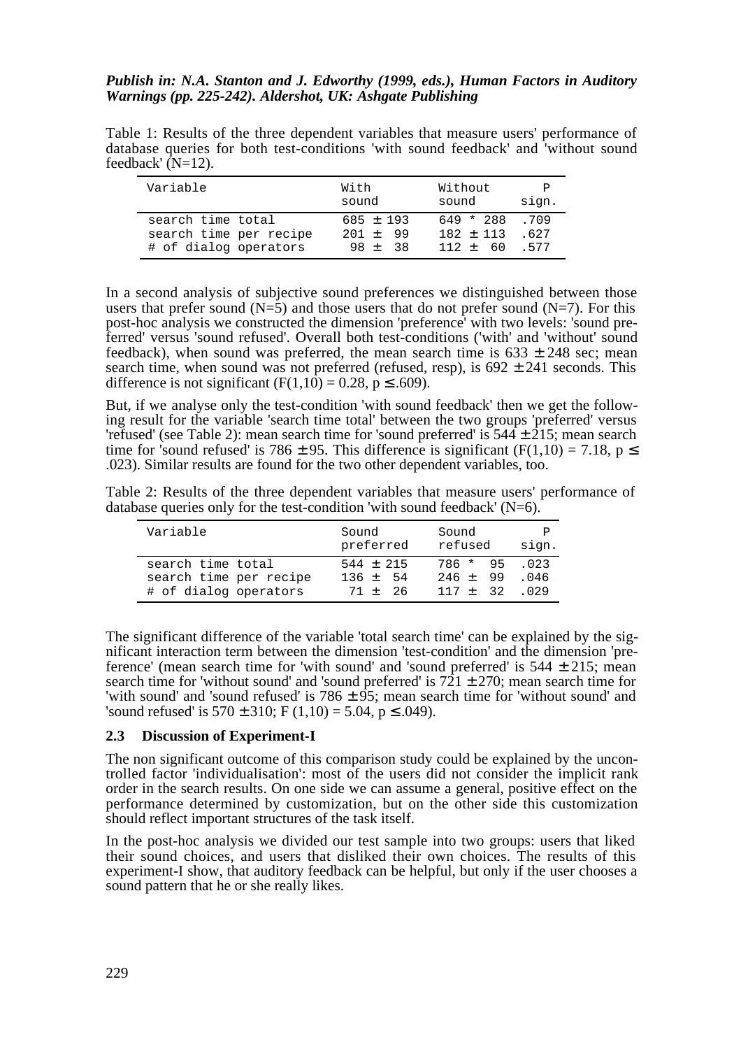*Publish in: N.A. Stanton and J. Edworthy (1999, eds.), Human Factors in Auditory Warnings (pp. 225-242). Aldershot, UK: Ashgate Publishing*

Table 1: Results of the three dependent variables that measure users' performance of database queries for both test-conditions 'with sound feedback' and 'without sound feedback' (N=12).

| Variable | With sound | Without sound | P sign. |
|---|---|---|---|
| search time total | 685 ± 193 | 649 * 288 | .709 |
| search time per recipe | 201 ± 99 | 182 ± 113 | .627 |
| # of dialog operators | 98 ± 38 | 112 ± 60 | .577 |

In a second analysis of subjective sound preferences we distinguished between those users that prefer sound (N=5) and those users that do not prefer sound (N=7). For this post-hoc analysis we constructed the dimension 'preference' with two levels: 'sound preferred' versus 'sound refused'. Overall both test-conditions ('with' and 'without' sound feedback), when sound was preferred, the mean search time is 633 ± 248 sec; mean search time, when sound was not preferred (refused, resp), is 692 ± 241 seconds. This difference is not significant ($F(1,10) = 0.28$, $p \leq .609$).

But, if we analyse only the test-condition 'with sound feedback' then we get the following result for the variable 'search time total' between the two groups 'preferred' versus 'refused' (see Table 2): mean search time for 'sound preferred' is 544 ± 215; mean search time for 'sound refused' is 786 ± 95. This difference is significant ($F(1,10) = 7.18$, $p \leq .023$). Similar results are found for the two other dependent variables, too.

Table 2: Results of the three dependent variables that measure users' performance of database queries only for the test-condition 'with sound feedback' (N=6).

| Variable | Sound preferred | Sound refused | P sign. |
|---|---|---|---|
| search time total | 544 ± 215 | 786 * 95 | .023 |
| search time per recipe | 136 ± 54 | 246 ± 99 | .046 |
| # of dialog operators | 71 ± 26 | 117 ± 32 | .029 |

The significant difference of the variable 'total search time' can be explained by the significant interaction term between the dimension 'test-condition' and the dimension 'preference' (mean search time for 'with sound' and 'sound preferred' is 544 ± 215; mean search time for 'without sound' and 'sound preferred' is 721 ± 270; mean search time for 'with sound' and 'sound refused' is 786 ± 95; mean search time for 'without sound' and 'sound refused' is 570 ± 310; $F(1,10) = 5.04$, $p \leq .049$).

### 2.3 Discussion of Experiment-I

The non significant outcome of this comparison study could be explained by the uncontrolled factor 'individualisation': most of the users did not consider the implicit rank order in the search results. On one side we can assume a general, positive effect on the performance determined by customization, but on the other side this customization should reflect important structures of the task itself.

In the post-hoc analysis we divided our test sample into two groups: users that liked their sound choices, and users that disliked their own choices. The results of this experiment-I show, that auditory feedback can be helpful, but only if the user chooses a sound pattern that he or she really likes.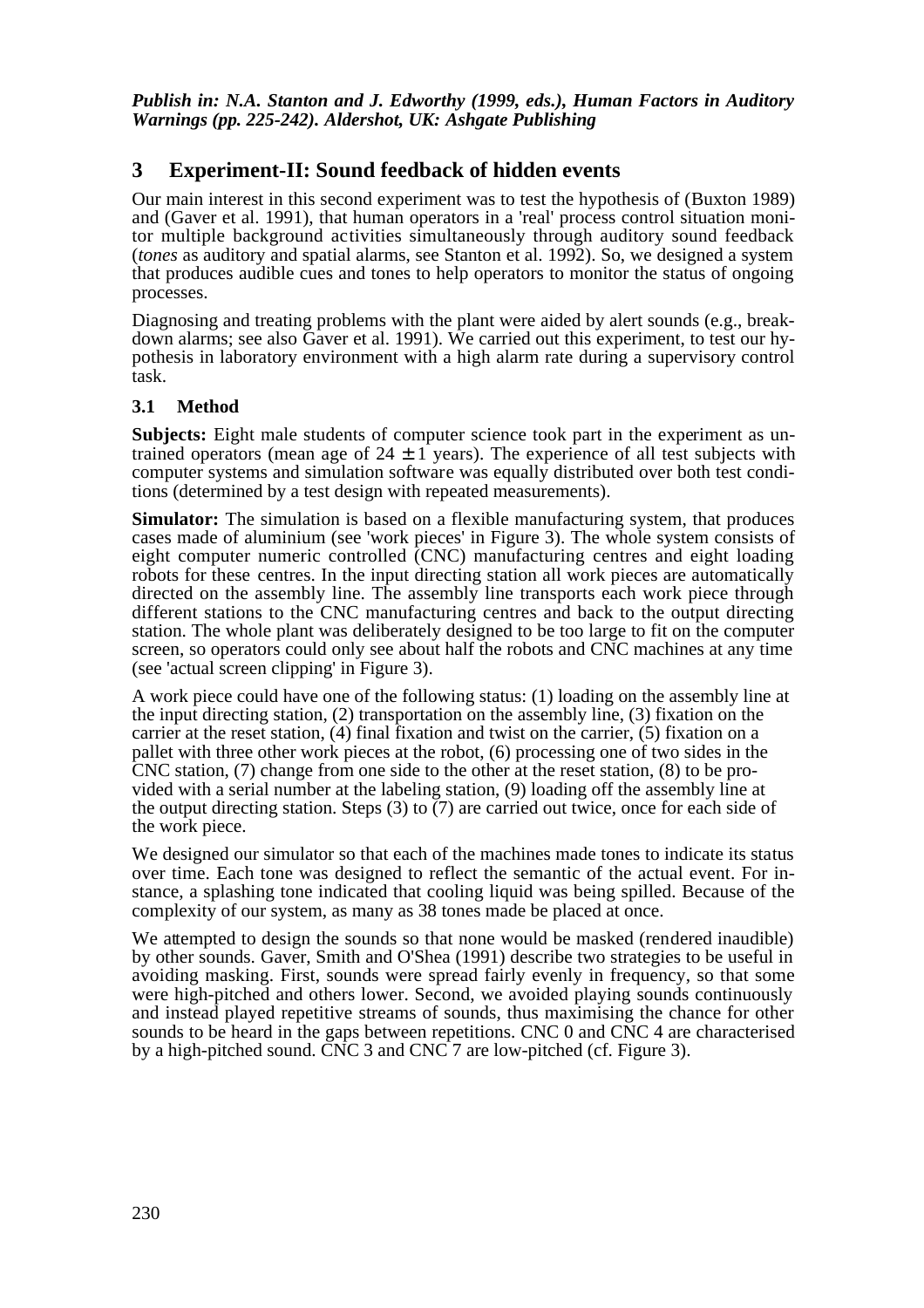*Publish in: N.A. Stanton and J. Edworthy (1999, eds.), Human Factors in Auditory Warnings (pp. 225-242). Aldershot, UK: Ashgate Publishing*

## 3 Experiment-II: Sound feedback of hidden events

Our main interest in this second experiment was to test the hypothesis of (Buxton 1989) and (Gaver et al. 1991), that human operators in a 'real' process control situation monitor multiple background activities simultaneously through auditory sound feedback (*tones* as auditory and spatial alarms, see Stanton et al. 1992). So, we designed a system that produces audible cues and tones to help operators to monitor the status of ongoing processes.

Diagnosing and treating problems with the plant were aided by alert sounds (e.g., breakdown alarms; see also Gaver et al. 1991). We carried out this experiment, to test our hypothesis in laboratory environment with a high alarm rate during a supervisory control task.

### 3.1 Method

**Subjects:** Eight male students of computer science took part in the experiment as untrained operators (mean age of 24 ± 1 years). The experience of all test subjects with computer systems and simulation software was equally distributed over both test conditions (determined by a test design with repeated measurements).

**Simulator:** The simulation is based on a flexible manufacturing system, that produces cases made of aluminium (see 'work pieces' in Figure 3). The whole system consists of eight computer numeric controlled (CNC) manufacturing centres and eight loading robots for these centres. In the input directing station all work pieces are automatically directed on the assembly line. The assembly line transports each work piece through different stations to the CNC manufacturing centres and back to the output directing station. The whole plant was deliberately designed to be too large to fit on the computer screen, so operators could only see about half the robots and CNC machines at any time (see 'actual screen clipping' in Figure 3).

A work piece could have one of the following status: (1) loading on the assembly line at the input directing station, (2) transportation on the assembly line, (3) fixation on the carrier at the reset station, (4) final fixation and twist on the carrier, (5) fixation on a pallet with three other work pieces at the robot, (6) processing one of two sides in the CNC station, (7) change from one side to the other at the reset station, (8) to be provided with a serial number at the labeling station, (9) loading off the assembly line at the output directing station. Steps (3) to (7) are carried out twice, once for each side of the work piece.

We designed our simulator so that each of the machines made tones to indicate its status over time. Each tone was designed to reflect the semantic of the actual event. For instance, a splashing tone indicated that cooling liquid was being spilled. Because of the complexity of our system, as many as 38 tones made be placed at once.

We attempted to design the sounds so that none would be masked (rendered inaudible) by other sounds. Gaver, Smith and O'Shea (1991) describe two strategies to be useful in avoiding masking. First, sounds were spread fairly evenly in frequency, so that some were high-pitched and others lower. Second, we avoided playing sounds continuously and instead played repetitive streams of sounds, thus maximising the chance for other sounds to be heard in the gaps between repetitions. CNC 0 and CNC 4 are characterised by a high-pitched sound. CNC 3 and CNC 7 are low-pitched (cf. Figure 3).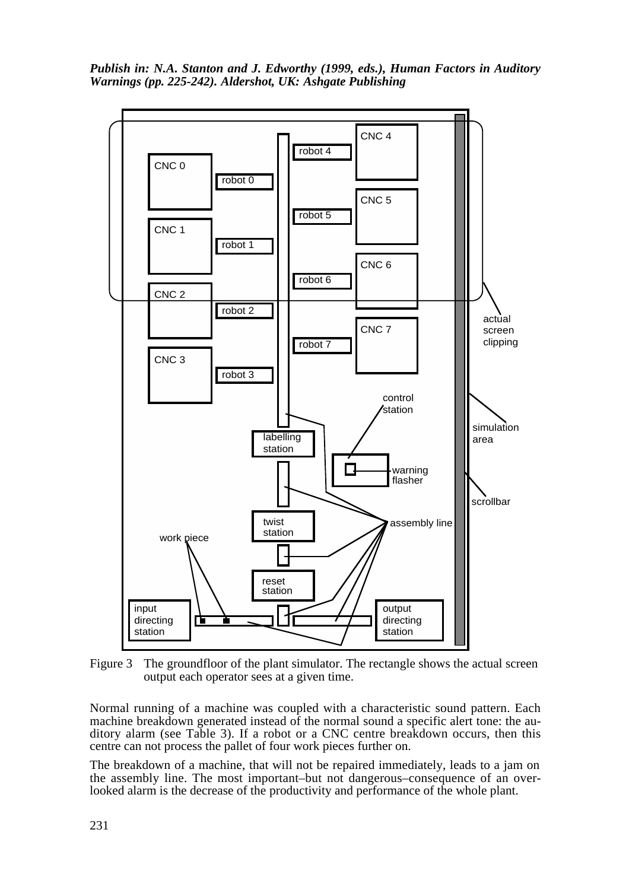Figure 3 The groundfloor of the plant simulator. The rectangle shows the actual screen output each operator sees at a given time.

Normal running of a machine was coupled with a characteristic sound pattern. Each machine breakdown generated instead of the normal sound a specific alert tone: the auditory alarm (see Table 3). If a robot or a CNC centre breakdown occurs, then this centre can not process the pallet of four work pieces further on.

The breakdown of a machine, that will not be repaired immediately, leads to a jam on the assembly line. The most important–but not dangerous–consequence of an overlooked alarm is the decrease of the productivity and performance of the whole plant.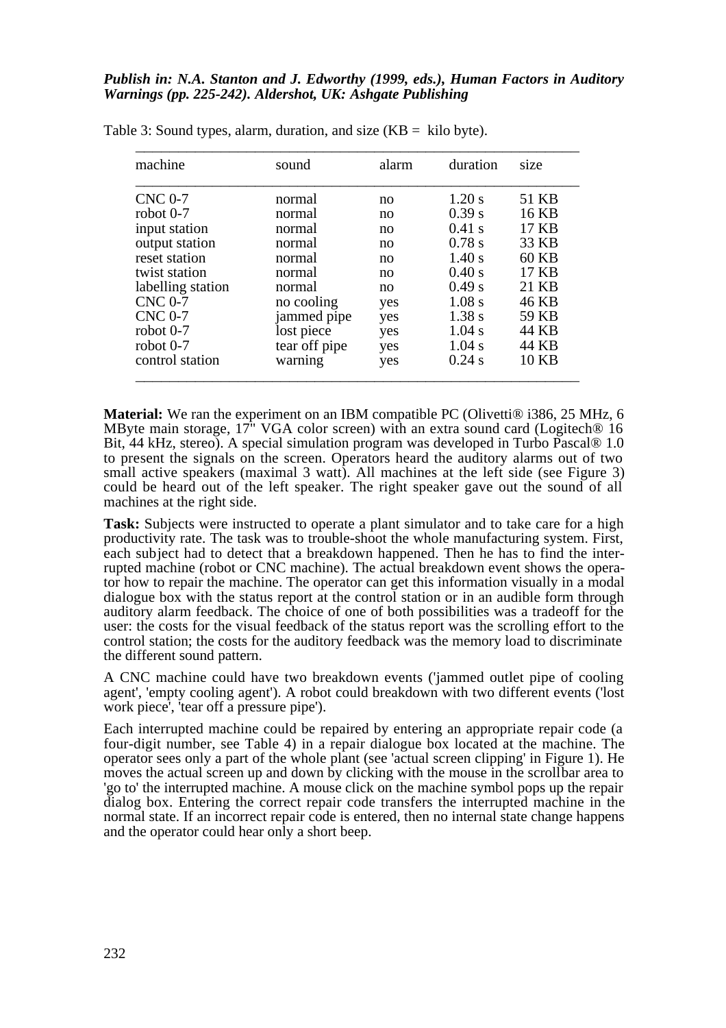Table 3: Sound types, alarm, duration, and size (KB = kilo byte).

| machine | sound | alarm | duration | size |
|---|---|---|---|---|
| CNC 0-7 | normal | no | 1.20 s | 51 KB |
| robot 0-7 | normal | no | 0.39 s | 16 KB |
| input station | normal | no | 0.41 s | 17 KB |
| output station | normal | no | 0.78 s | 33 KB |
| reset station | normal | no | 1.40 s | 60 KB |
| twist station | normal | no | 0.40 s | 17 KB |
| labelling station | normal | no | 0.49 s | 21 KB |
| CNC 0-7 | no cooling | yes | 1.08 s | 46 KB |
| CNC 0-7 | jammed pipe | yes | 1.38 s | 59 KB |
| robot 0-7 | lost piece | yes | 1.04 s | 44 KB |
| robot 0-7 | tear off pipe | yes | 1.04 s | 44 KB |
| control station | warning | yes | 0.24 s | 10 KB |

**Material:** We ran the experiment on an IBM compatible PC (Olivetti® i386, 25 MHz, 6 MByte main storage, 17" VGA color screen) with an extra sound card (Logitech® 16 Bit, 44 kHz, stereo). A special simulation program was developed in Turbo Pascal® 1.0 to present the signals on the screen. Operators heard the auditory alarms out of two small active speakers (maximal 3 watt). All machines at the left side (see Figure 3) could be heard out of the left speaker. The right speaker gave out the sound of all machines at the right side.

**Task:** Subjects were instructed to operate a plant simulator and to take care for a high productivity rate. The task was to trouble-shoot the whole manufacturing system. First, each subject had to detect that a breakdown happened. Then he has to find the interrupted machine (robot or CNC machine). The actual breakdown event shows the operator how to repair the machine. The operator can get this information visually in a modal dialogue box with the status report at the control station or in an audible form through auditory alarm feedback. The choice of one of both possibilities was a tradeoff for the user: the costs for the visual feedback of the status report was the scrolling effort to the control station; the costs for the auditory feedback was the memory load to discriminate the different sound pattern.

A CNC machine could have two breakdown events ('jammed outlet pipe of cooling agent', 'empty cooling agent'). A robot could breakdown with two different events ('lost work piece', 'tear off a pressure pipe').

Each interrupted machine could be repaired by entering an appropriate repair code (a four-digit number, see Table 4) in a repair dialogue box located at the machine. The operator sees only a part of the whole plant (see 'actual screen clipping' in Figure 1). He moves the actual screen up and down by clicking with the mouse in the scrollbar area to 'go to' the interrupted machine. A mouse click on the machine symbol pops up the repair dialog box. Entering the correct repair code transfers the interrupted machine in the normal state. If an incorrect repair code is entered, then no internal state change happens and the operator could hear only a short beep.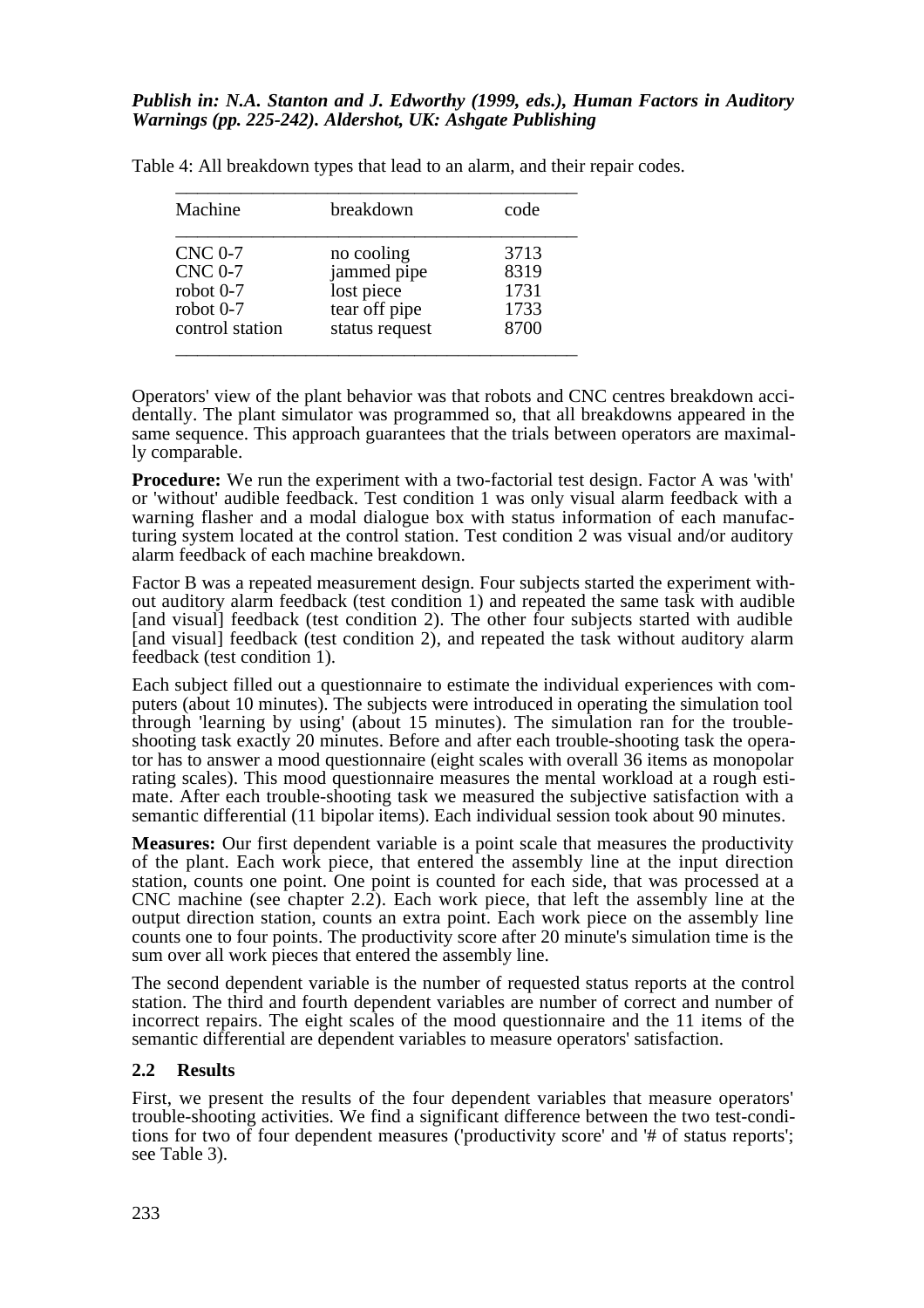*Publish in: N.A. Stanton and J. Edworthy (1999, eds.), Human Factors in Auditory Warnings (pp. 225-242). Aldershot, UK: Ashgate Publishing*

Table 4: All breakdown types that lead to an alarm, and their repair codes.

| Machine | breakdown | code |
|---|---|---|
| CNC 0-7 | no cooling | 3713 |
| CNC 0-7 | jammed pipe | 8319 |
| robot 0-7 | lost piece | 1731 |
| robot 0-7 | tear off pipe | 1733 |
| control station | status request | 8700 |

Operators' view of the plant behavior was that robots and CNC centres breakdown accidentally. The plant simulator was programmed so, that all breakdowns appeared in the same sequence. This approach guarantees that the trials between operators are maximally comparable.

**Procedure:** We run the experiment with a two-factorial test design. Factor A was 'with' or 'without' audible feedback. Test condition 1 was only visual alarm feedback with a warning flasher and a modal dialogue box with status information of each manufacturing system located at the control station. Test condition 2 was visual and/or auditory alarm feedback of each machine breakdown.

Factor B was a repeated measurement design. Four subjects started the experiment without auditory alarm feedback (test condition 1) and repeated the same task with audible [and visual] feedback (test condition 2). The other four subjects started with audible [and visual] feedback (test condition 2), and repeated the task without auditory alarm feedback (test condition 1).

Each subject filled out a questionnaire to estimate the individual experiences with computers (about 10 minutes). The subjects were introduced in operating the simulation tool through 'learning by using' (about 15 minutes). The simulation ran for the trouble-shooting task exactly 20 minutes. Before and after each trouble-shooting task the operator has to answer a mood questionnaire (eight scales with overall 36 items as monopolar rating scales). This mood questionnaire measures the mental workload at a rough estimate. After each trouble-shooting task we measured the subjective satisfaction with a semantic differential (11 bipolar items). Each individual session took about 90 minutes.

**Measures:** Our first dependent variable is a point scale that measures the productivity of the plant. Each work piece, that entered the assembly line at the input direction station, counts one point. One point is counted for each side, that was processed at a CNC machine (see chapter 2.2). Each work piece, that left the assembly line at the output direction station, counts an extra point. Each work piece on the assembly line counts one to four points. The productivity score after 20 minute's simulation time is the sum over all work pieces that entered the assembly line.

The second dependent variable is the number of requested status reports at the control station. The third and fourth dependent variables are number of correct and number of incorrect repairs. The eight scales of the mood questionnaire and the 11 items of the semantic differential are dependent variables to measure operators' satisfaction.

### 2.2 Results

First, we present the results of the four dependent variables that measure operators' trouble-shooting activities. We find a significant difference between the two test-conditions for two of four dependent measures ('productivity score' and '# of status reports'; see Table 3).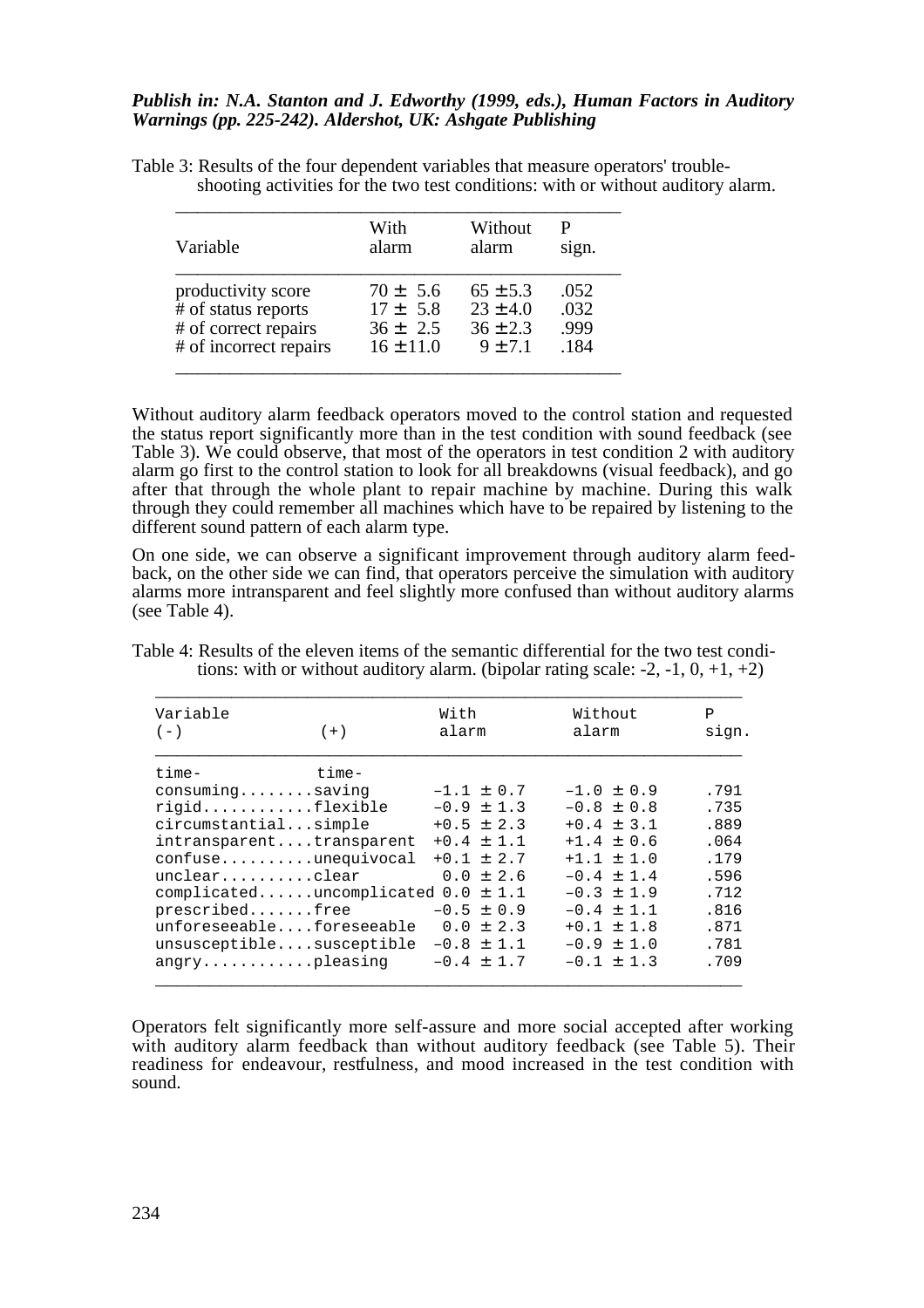*Publish in: N.A. Stanton and J. Edworthy (1999, eds.), Human Factors in Auditory Warnings (pp. 225-242). Aldershot, UK: Ashgate Publishing*

Table 3: Results of the four dependent variables that measure operators' trouble-shooting activities for the two test conditions: with or without auditory alarm.

| Variable | With alarm | Without alarm | P sign. |
|---|---|---|---|
| productivity score | 70 ± 5.6 | 65 ±5.3 | .052 |
| # of status reports | 17 ± 5.8 | 23 ±4.0 | .032 |
| # of correct repairs | 36 ± 2.5 | 36 ±2.3 | .999 |
| # of incorrect repairs | 16 ±11.0 | 9 ±7.1 | .184 |

Without auditory alarm feedback operators moved to the control station and requested the status report significantly more than in the test condition with sound feedback (see Table 3). We could observe, that most of the operators in test condition 2 with auditory alarm go first to the control station to look for all breakdowns (visual feedback), and go after that through the whole plant to repair machine by machine. During this walk through they could remember all machines which have to be repaired by listening to the different sound pattern of each alarm type.

On one side, we can observe a significant improvement through auditory alarm feedback, on the other side we can find, that operators perceive the simulation with auditory alarms more intransparent and feel slightly more confused than without auditory alarms (see Table 4).

Table 4: Results of the eleven items of the semantic differential for the two test conditions: with or without auditory alarm. (bipolar rating scale: -2, -1, 0, +1, +2)

| Variable (-) | (+) | With alarm | Without alarm | P sign. |
|---|---|---|---|---|
| time-consuming | time-saving | –1.1 ± 0.7 | –1.0 ± 0.9 | .791 |
| rigid | flexible | –0.9 ± 1.3 | –0.8 ± 0.8 | .735 |
| circumstantial | simple | +0.5 ± 2.3 | +0.4 ± 3.1 | .889 |
| intransparent | transparent | +0.4 ± 1.1 | +1.4 ± 0.6 | .064 |
| confuse | unequivocal | +0.1 ± 2.7 | +1.1 ± 1.0 | .179 |
| unclear | clear | 0.0 ± 2.6 | –0.4 ± 1.4 | .596 |
| complicated | uncomplicated | 0.0 ± 1.1 | –0.3 ± 1.9 | .712 |
| prescribed | free | –0.5 ± 0.9 | –0.4 ± 1.1 | .816 |
| unforeseeable | foreseeable | 0.0 ± 2.3 | +0.1 ± 1.8 | .871 |
| unsusceptible | susceptible | –0.8 ± 1.1 | –0.9 ± 1.0 | .781 |
| angry | pleasing | –0.4 ± 1.7 | –0.1 ± 1.3 | .709 |

Operators felt significantly more self-assure and more social accepted after working with auditory alarm feedback than without auditory feedback (see Table 5). Their readiness for endeavour, restfulness, and mood increased in the test condition with sound.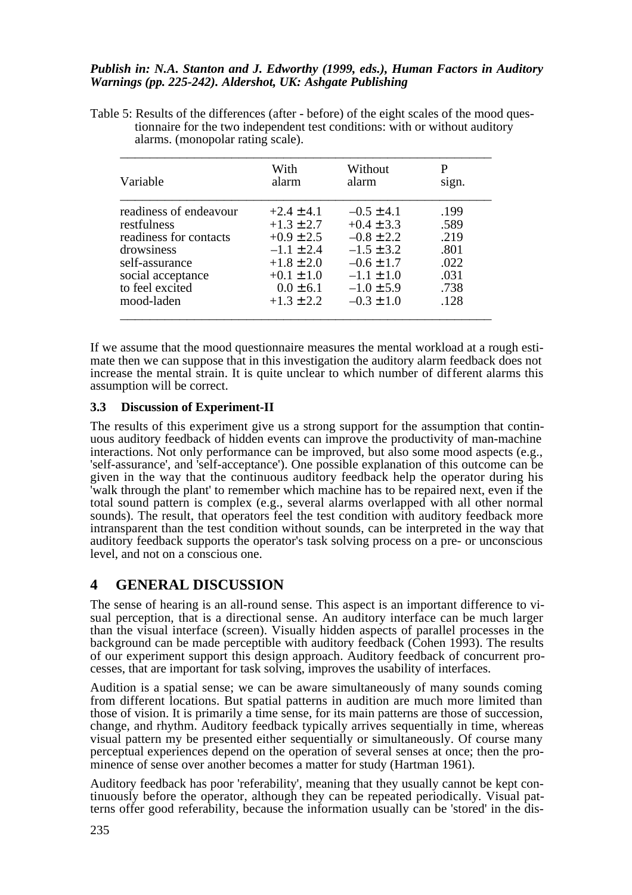*Publish in: N.A. Stanton and J. Edworthy (1999, eds.), Human Factors in Auditory Warnings (pp. 225-242). Aldershot, UK: Ashgate Publishing*

Table 5: Results of the differences (after - before) of the eight scales of the mood questionnaire for the two independent test conditions: with or without auditory alarms. (monopolar rating scale).

| Variable | With alarm | Without alarm | P sign. |
|---|---|---|---|
| readiness of endeavour | $+2.4 \pm 4.1$ | $-0.5 \pm 4.1$ | .199 |
| restfulness | $+1.3 \pm 2.7$ | $+0.4 \pm 3.3$ | .589 |
| readiness for contacts | $+0.9 \pm 2.5$ | $-0.8 \pm 2.2$ | .219 |
| drowsiness | $-1.1 \pm 2.4$ | $-1.5 \pm 3.2$ | .801 |
| self-assurance | $+1.8 \pm 2.0$ | $-0.6 \pm 1.7$ | .022 |
| social acceptance | $+0.1 \pm 1.0$ | $-1.1 \pm 1.0$ | .031 |
| to feel excited | $0.0 \pm 6.1$ | $-1.0 \pm 5.9$ | .738 |
| mood-laden | $+1.3 \pm 2.2$ | $-0.3 \pm 1.0$ | .128 |

If we assume that the mood questionnaire measures the mental workload at a rough estimate then we can suppose that in this investigation the auditory alarm feedback does not increase the mental strain. It is quite unclear to which number of different alarms this assumption will be correct.

### 3.3 Discussion of Experiment-II

The results of this experiment give us a strong support for the assumption that continuous auditory feedback of hidden events can improve the productivity of man-machine interactions. Not only performance can be improved, but also some mood aspects (e.g., 'self-assurance', and 'self-acceptance'). One possible explanation of this outcome can be given in the way that the continuous auditory feedback help the operator during his 'walk through the plant' to remember which machine has to be repaired next, even if the total sound pattern is complex (e.g., several alarms overlapped with all other normal sounds). The result, that operators feel the test condition with auditory feedback more intransparent than the test condition without sounds, can be interpreted in the way that auditory feedback supports the operator's task solving process on a pre- or unconscious level, and not on a conscious one.

## 4 GENERAL DISCUSSION

The sense of hearing is an all-round sense. This aspect is an important difference to visual perception, that is a directional sense. An auditory interface can be much larger than the visual interface (screen). Visually hidden aspects of parallel processes in the background can be made perceptible with auditory feedback (Cohen 1993). The results of our experiment support this design approach. Auditory feedback of concurrent processes, that are important for task solving, improves the usability of interfaces.

Audition is a spatial sense; we can be aware simultaneously of many sounds coming from different locations. But spatial patterns in audition are much more limited than those of vision. It is primarily a time sense, for its main patterns are those of succession, change, and rhythm. Auditory feedback typically arrives sequentially in time, whereas visual pattern my be presented either sequentially or simultaneously. Of course many perceptual experiences depend on the operation of several senses at once; then the prominence of sense over another becomes a matter for study (Hartman 1961).

Auditory feedback has poor 'referability', meaning that they usually cannot be kept continuously before the operator, although they can be repeated periodically. Visual patterns offer good referability, because the information usually can be 'stored' in the dis-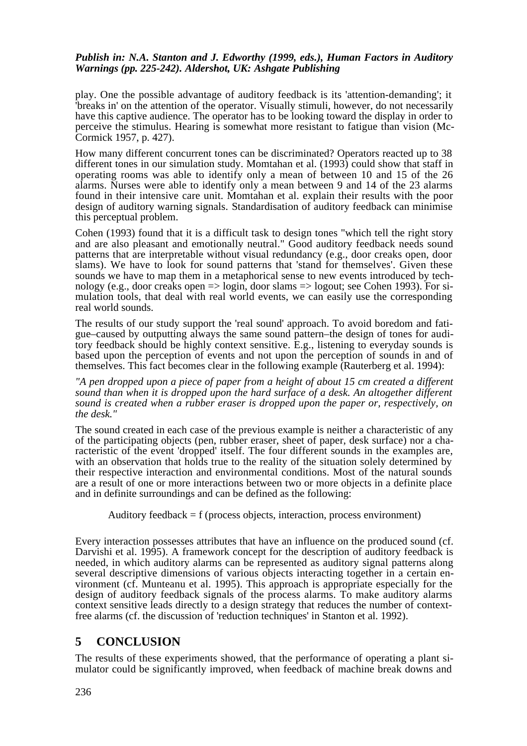play. One the possible advantage of auditory feedback is its 'attention-demanding'; it 'breaks in' on the attention of the operator. Visually stimuli, however, do not necessarily have this captive audience. The operator has to be looking toward the display in order to perceive the stimulus. Hearing is somewhat more resistant to fatigue than vision (McCormick 1957, p. 427).

How many different concurrent tones can be discriminated? Operators reacted up to 38 different tones in our simulation study. Momtahan et al. (1993) could show that staff in operating rooms was able to identify only a mean of between 10 and 15 of the 26 alarms. Nurses were able to identify only a mean between 9 and 14 of the 23 alarms found in their intensive care unit. Momtahan et al. explain their results with the poor design of auditory warning signals. Standardisation of auditory feedback can minimise this perceptual problem.

Cohen (1993) found that it is a difficult task to design tones "which tell the right story and are also pleasant and emotionally neutral." Good auditory feedback needs sound patterns that are interpretable without visual redundancy (e.g., door creaks open, door slams). We have to look for sound patterns that 'stand for themselves'. Given these sounds we have to map them in a metaphorical sense to new events introduced by technology (e.g., door creaks open => login, door slams => logout; see Cohen 1993). For simulation tools, that deal with real world events, we can easily use the corresponding real world sounds.

The results of our study support the 'real sound' approach. To avoid boredom and fatigue–caused by outputting always the same sound pattern–the design of tones for auditory feedback should be highly context sensitive. E.g., listening to everyday sounds is based upon the perception of events and not upon the perception of sounds in and of themselves. This fact becomes clear in the following example (Rauterberg et al. 1994):

*"A pen dropped upon a piece of paper from a height of about 15 cm created a different sound than when it is dropped upon the hard surface of a desk. An altogether different sound is created when a rubber eraser is dropped upon the paper or, respectively, on the desk."*

The sound created in each case of the previous example is neither a characteristic of any of the participating objects (pen, rubber eraser, sheet of paper, desk surface) nor a characteristic of the event 'dropped' itself. The four different sounds in the examples are, with an observation that holds true to the reality of the situation solely determined by their respective interaction and environmental conditions. Most of the natural sounds are a result of one or more interactions between two or more objects in a definite place and in definite surroundings and can be defined as the following:

Auditory feedback = f (process objects, interaction, process environment)

Every interaction possesses attributes that have an influence on the produced sound (cf. Darvishi et al. 1995). A framework concept for the description of auditory feedback is needed, in which auditory alarms can be represented as auditory signal patterns along several descriptive dimensions of various objects interacting together in a certain environment (cf. Munteanu et al. 1995). This approach is appropriate especially for the design of auditory feedback signals of the process alarms. To make auditory alarms context sensitive leads directly to a design strategy that reduces the number of context-free alarms (cf. the discussion of 'reduction techniques' in Stanton et al. 1992).

## 5 CONCLUSION

The results of these experiments showed, that the performance of operating a plant simulator could be significantly improved, when feedback of machine break downs and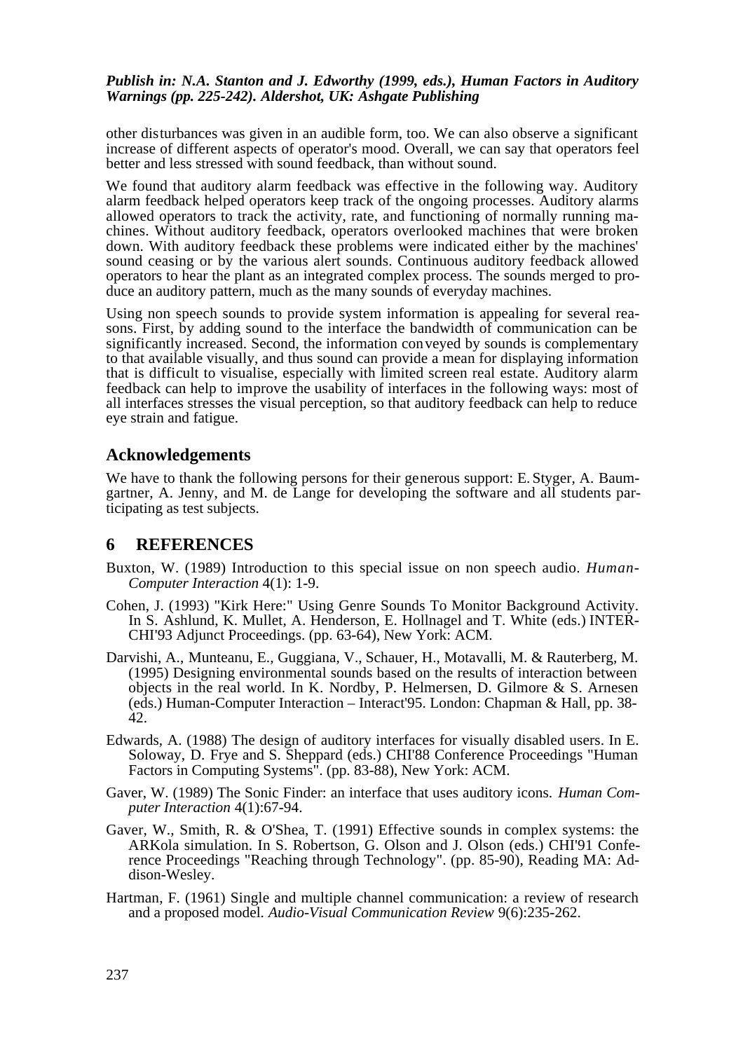other disturbances was given in an audible form, too. We can also observe a significant increase of different aspects of operator's mood. Overall, we can say that operators feel better and less stressed with sound feedback, than without sound.

We found that auditory alarm feedback was effective in the following way. Auditory alarm feedback helped operators keep track of the ongoing processes. Auditory alarms allowed operators to track the activity, rate, and functioning of normally running machines. Without auditory feedback, operators overlooked machines that were broken down. With auditory feedback these problems were indicated either by the machines' sound ceasing or by the various alert sounds. Continuous auditory feedback allowed operators to hear the plant as an integrated complex process. The sounds merged to produce an auditory pattern, much as the many sounds of everyday machines.

Using non speech sounds to provide system information is appealing for several reasons. First, by adding sound to the interface the bandwidth of communication can be significantly increased. Second, the information conveyed by sounds is complementary to that available visually, and thus sound can provide a mean for displaying information that is difficult to visualise, especially with limited screen real estate. Auditory alarm feedback can help to improve the usability of interfaces in the following ways: most of all interfaces stresses the visual perception, so that auditory feedback can help to reduce eye strain and fatigue.

## Acknowledgements

We have to thank the following persons for their generous support: E. Styger, A. Baumgartner, A. Jenny, and M. de Lange for developing the software and all students participating as test subjects.

## 6 REFERENCES

Buxton, W. (1989) Introduction to this special issue on non speech audio. *Human-Computer Interaction* 4(1): 1-9.

Cohen, J. (1993) "Kirk Here:" Using Genre Sounds To Monitor Background Activity. In S. Ashlund, K. Mullet, A. Henderson, E. Hollnagel and T. White (eds.) INTERCHI'93 Adjunct Proceedings. (pp. 63-64), New York: ACM.

Darvishi, A., Munteanu, E., Guggiana, V., Schauer, H., Motavalli, M. & Rauterberg, M. (1995) Designing environmental sounds based on the results of interaction between objects in the real world. In K. Nordby, P. Helmersen, D. Gilmore & S. Arnesen (eds.) Human-Computer Interaction – Interact'95. London: Chapman & Hall, pp. 38-42.

Edwards, A. (1988) The design of auditory interfaces for visually disabled users. In E. Soloway, D. Frye and S. Sheppard (eds.) CHI'88 Conference Proceedings "Human Factors in Computing Systems". (pp. 83-88), New York: ACM.

Gaver, W. (1989) The Sonic Finder: an interface that uses auditory icons. *Human Computer Interaction* 4(1):67-94.

Gaver, W., Smith, R. & O'Shea, T. (1991) Effective sounds in complex systems: the ARKola simulation. In S. Robertson, G. Olson and J. Olson (eds.) CHI'91 Conference Proceedings "Reaching through Technology". (pp. 85-90), Reading MA: Addison-Wesley.

Hartman, F. (1961) Single and multiple channel communication: a review of research and a proposed model. *Audio-Visual Communication Review* 9(6):235-262.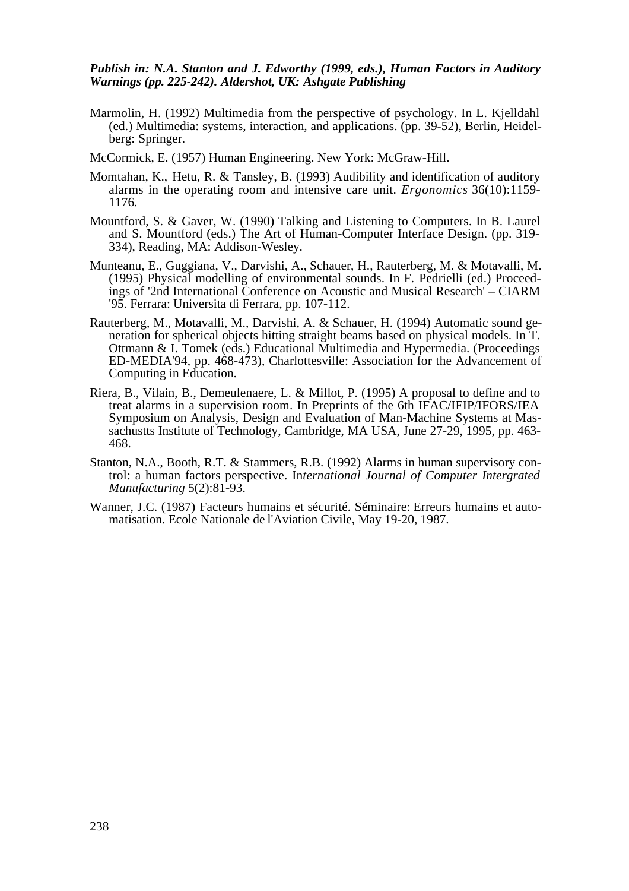Marmolin, H. (1992) Multimedia from the perspective of psychology. In L. Kjelldahl (ed.) Multimedia: systems, interaction, and applications. (pp. 39-52), Berlin, Heidelberg: Springer.

McCormick, E. (1957) Human Engineering. New York: McGraw-Hill.

Momtahan, K., Hetu, R. & Tansley, B. (1993) Audibility and identification of auditory alarms in the operating room and intensive care unit. *Ergonomics* 36(10):1159-1176.

Mountford, S. & Gaver, W. (1990) Talking and Listening to Computers. In B. Laurel and S. Mountford (eds.) The Art of Human-Computer Interface Design. (pp. 319-334), Reading, MA: Addison-Wesley.

Munteanu, E., Guggiana, V., Darvishi, A., Schauer, H., Rauterberg, M. & Motavalli, M. (1995) Physical modelling of environmental sounds. In F. Pedrielli (ed.) Proceedings of '2nd International Conference on Acoustic and Musical Research' – CIARM '95. Ferrara: Universita di Ferrara, pp. 107-112.

Rauterberg, M., Motavalli, M., Darvishi, A. & Schauer, H. (1994) Automatic sound generation for spherical objects hitting straight beams based on physical models. In T. Ottmann & I. Tomek (eds.) Educational Multimedia and Hypermedia. (Proceedings ED-MEDIA'94, pp. 468-473), Charlottesville: Association for the Advancement of Computing in Education.

Riera, B., Vilain, B., Demeulenaere, L. & Millot, P. (1995) A proposal to define and to treat alarms in a supervision room. In Preprints of the 6th IFAC/IFIP/IFORS/IEA Symposium on Analysis, Design and Evaluation of Man-Machine Systems at Massachustts Institute of Technology, Cambridge, MA USA, June 27-29, 1995, pp. 463-468.

Stanton, N.A., Booth, R.T. & Stammers, R.B. (1992) Alarms in human supervisory control: a human factors perspective. In*ternational Journal of Computer Intergrated Manufacturing* 5(2):81-93.

Wanner, J.C. (1987) Facteurs humains et sécurité. Séminaire: Erreurs humains et automatisation. Ecole Nationale de l'Aviation Civile, May 19-20, 1987.